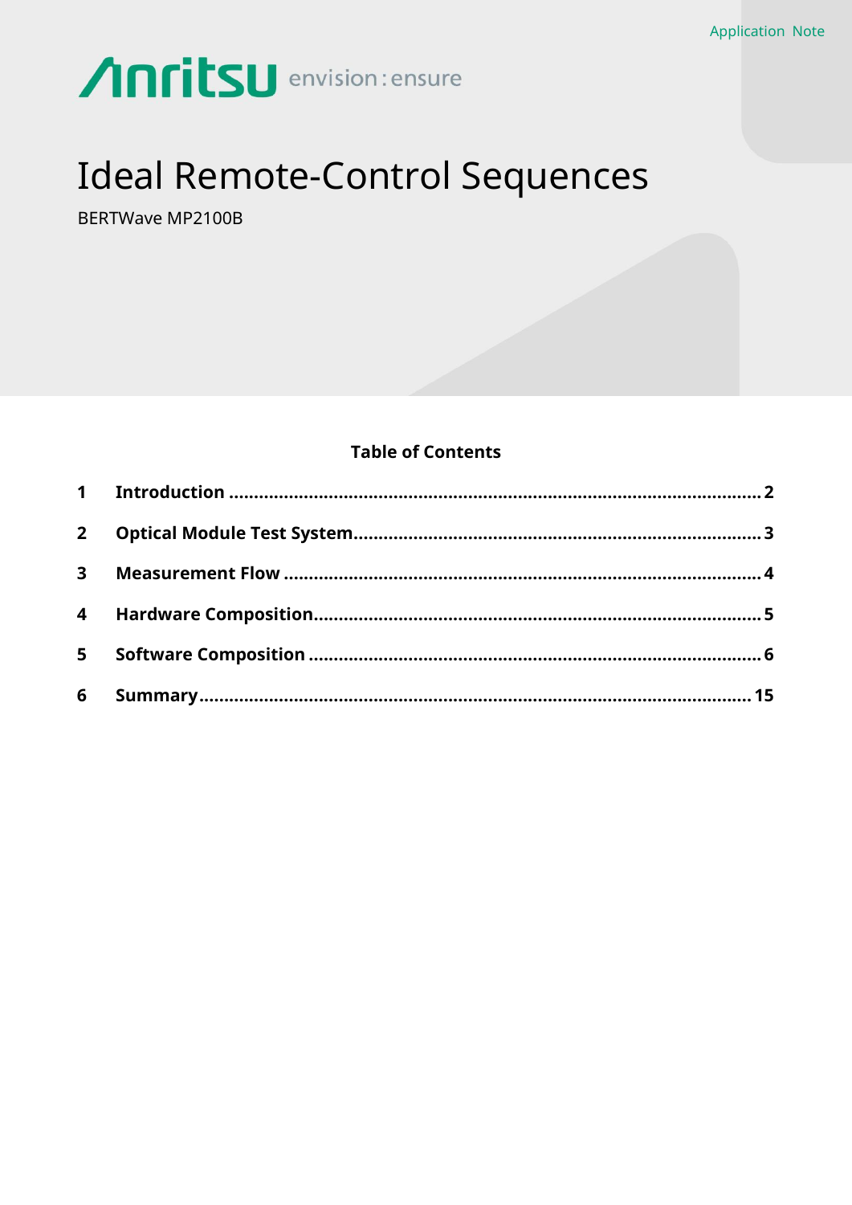Application Note

Anritsu envision : ensure

# Ideal Remote-Control Sequences

BERTWave MP2100B

## Table of Contents

| | | |
|---|---|---|
| 1 | Introduction | 2 |
| 2 | Optical Module Test System | 3 |
| 3 | Measurement Flow | 4 |
| 4 | Hardware Composition | 5 |
| 5 | Software Composition | 6 |
| 6 | Summary | 15 |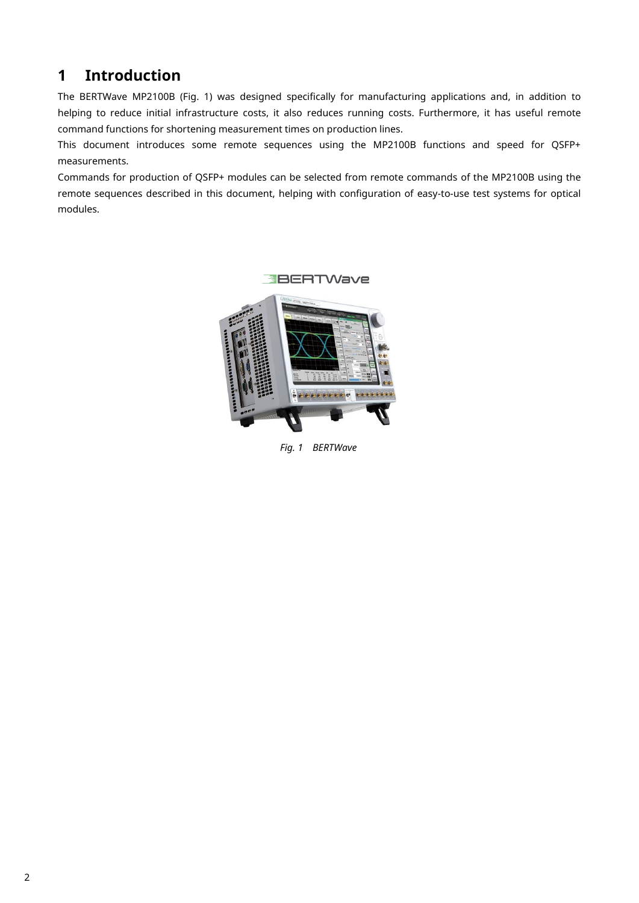# 1 Introduction

The BERTWave MP2100B (Fig. 1) was designed specifically for manufacturing applications and, in addition to helping to reduce initial infrastructure costs, it also reduces running costs. Furthermore, it has useful remote command functions for shortening measurement times on production lines.

This document introduces some remote sequences using the MP2100B functions and speed for QSFP+ measurements.

Commands for production of QSFP+ modules can be selected from remote commands of the MP2100B using the remote sequences described in this document, helping with configuration of easy-to-use test systems for optical modules.

*Fig. 1 BERTWave*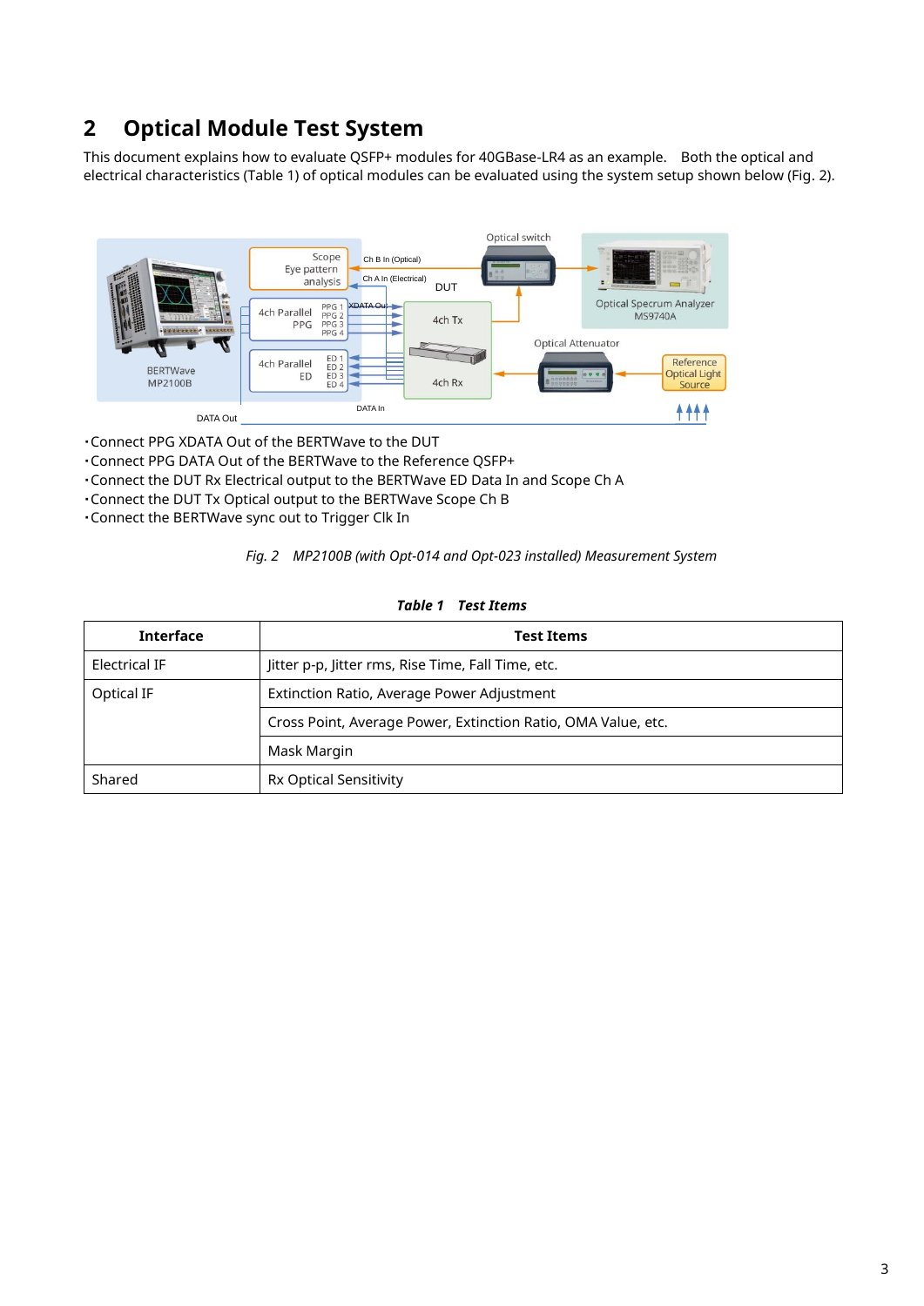## 2 Optical Module Test System

This document explains how to evaluate QSFP+ modules for 40GBase-LR4 as an example. Both the optical and electrical characteristics (Table 1) of optical modules can be evaluated using the system setup shown below (Fig. 2).

・Connect PPG XDATA Out of the BERTWave to the DUT
・Connect PPG DATA Out of the BERTWave to the Reference QSFP+
・Connect the DUT Rx Electrical output to the BERTWave ED Data In and Scope Ch A
・Connect the DUT Tx Optical output to the BERTWave Scope Ch B
・Connect the BERTWave sync out to Trigger Clk In

*Fig. 2 MP2100B (with Opt-014 and Opt-023 installed) Measurement System*

***Table 1 Test Items***

| Interface | Test Items |
|---|---|
| Electrical IF | Jitter p-p, Jitter rms, Rise Time, Fall Time, etc. |
| Optical IF | Extinction Ratio, Average Power Adjustment |
| | Cross Point, Average Power, Extinction Ratio, OMA Value, etc. |
| | Mask Margin |
| Shared | Rx Optical Sensitivity |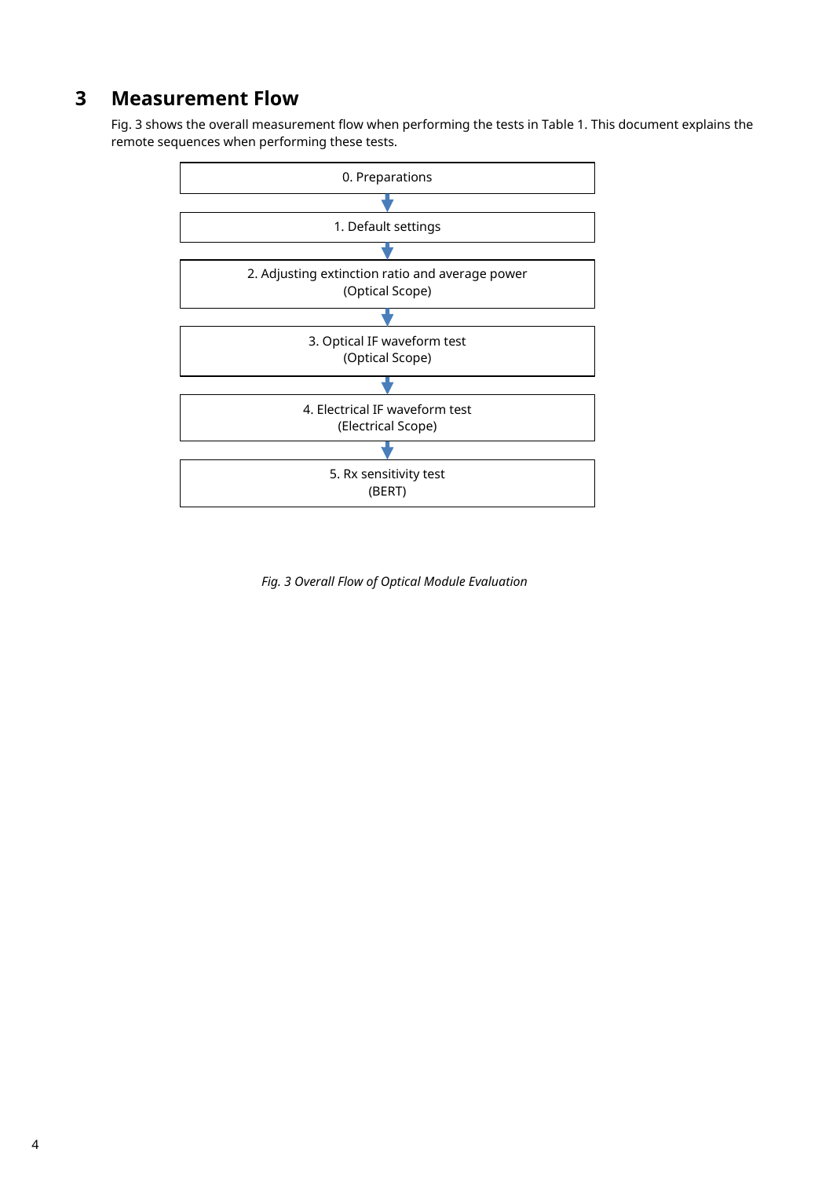# 3 Measurement Flow

Fig. 3 shows the overall measurement flow when performing the tests in Table 1. This document explains the remote sequences when performing these tests.

0. Preparations

↓

1. Default settings

↓

2. Adjusting extinction ratio and average power
(Optical Scope)

↓

3. Optical IF waveform test
(Optical Scope)

↓

4. Electrical IF waveform test
(Electrical Scope)

↓

5. Rx sensitivity test
(BERT)

*Fig. 3 Overall Flow of Optical Module Evaluation*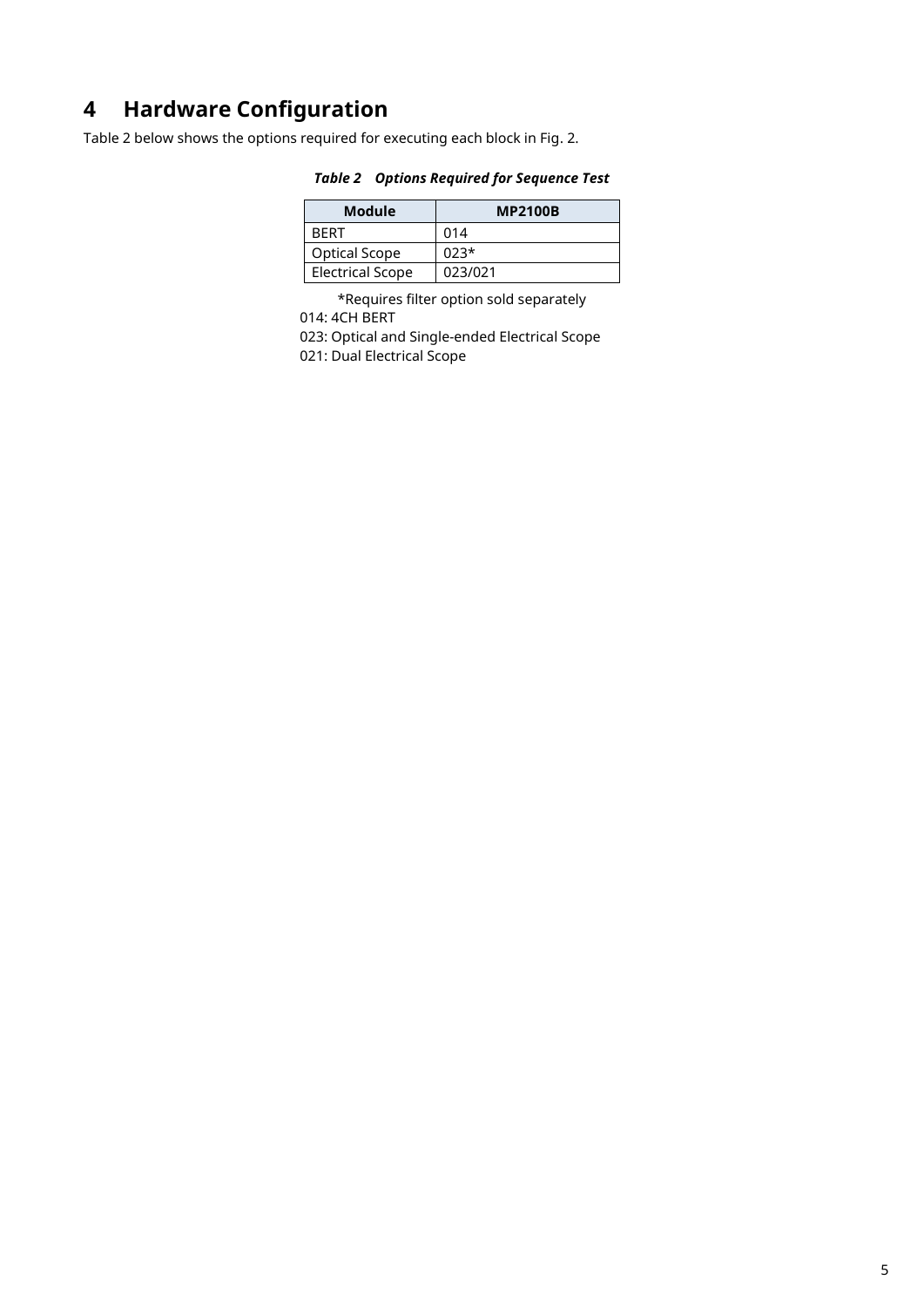# 4 Hardware Configuration

Table 2 below shows the options required for executing each block in Fig. 2.

***Table 2 Options Required for Sequence Test***

| Module | MP2100B |
|---|---|
| BERT | 014 |
| Optical Scope | 023* |
| Electrical Scope | 023/021 |

*Requires filter option sold separately

014: 4CH BERT

023: Optical and Single-ended Electrical Scope

021: Dual Electrical Scope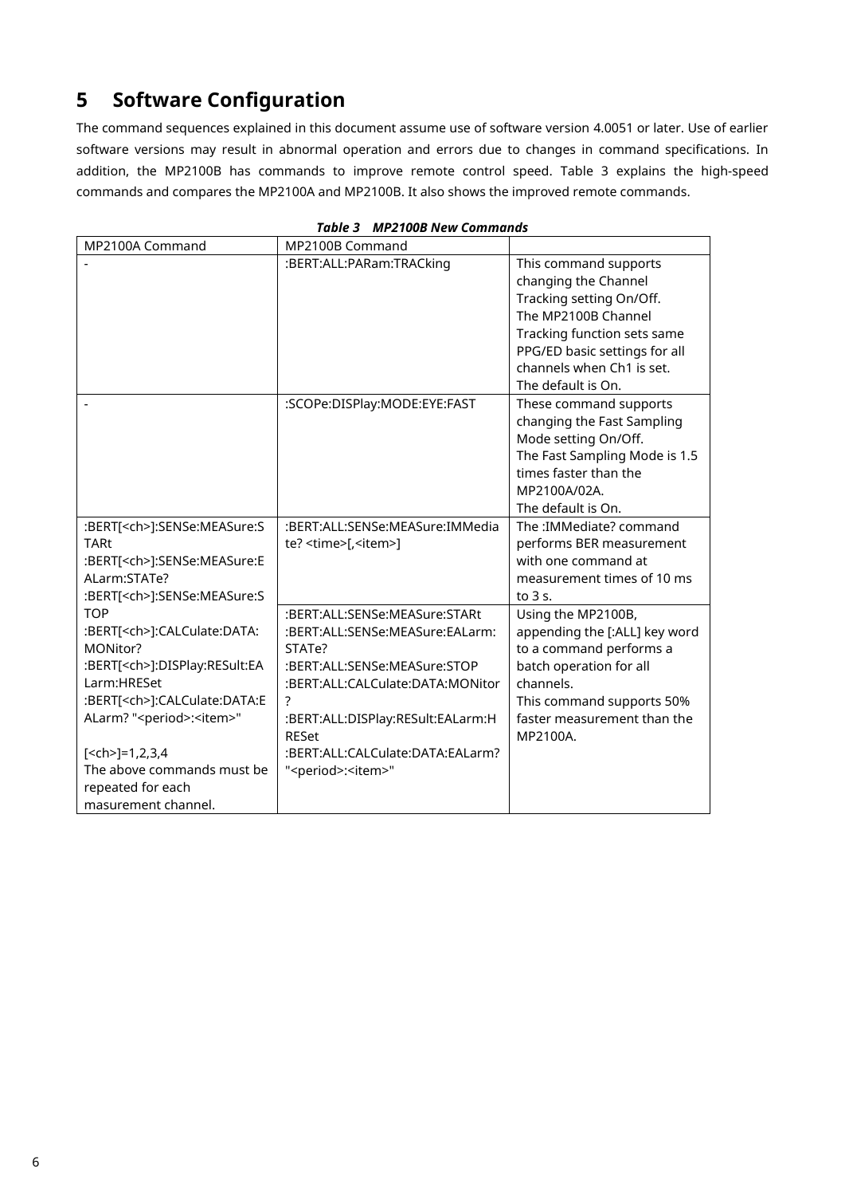# 5 Software Configuration

The command sequences explained in this document assume use of software version 4.0051 or later. Use of earlier software versions may result in abnormal operation and errors due to changes in command specifications. In addition, the MP2100B has commands to improve remote control speed. Table 3 explains the high-speed commands and compares the MP2100A and MP2100B. It also shows the improved remote commands.

***Table 3 MP2100B New Commands***

| MP2100A Command | MP2100B Command | |
|---|---|---|
| - | :BERT:ALL:PARam:TRACking | This command supports changing the Channel Tracking setting On/Off.<br>The MP2100B Channel Tracking function sets same PPG/ED basic settings for all channels when Ch1 is set.<br>The default is On. |
| - | :SCOPe:DISPlay:MODE:EYE:FAST | These command supports changing the Fast Sampling Mode setting On/Off.<br>The Fast Sampling Mode is 1.5 times faster than the MP2100A/02A.<br>The default is On. |
| :BERT[<ch>]:SENSe:MEASure:STARt<br>:BERT[<ch>]:SENSe:MEASure:EALarm:STATe?<br>:BERT[<ch>]:SENSe:MEASure:STOP<br>:BERT[<ch>]:CALCulate:DATA:MONitor?<br>:BERT[<ch>]:DISPlay:RESult:EALarm:HRESet<br>:BERT[<ch>]:CALCulate:DATA:EALarm? "<period>:<item>"<br><br>[<ch>]=1,2,3,4<br>The above commands must be repeated for each masurement channel. | :BERT:ALL:SENSe:MEASure:IMMediate? <time>[,<item>] | The :IMMediate? command performs BER measurement with one command at measurement times of 10 ms to 3 s. |
| | :BERT:ALL:SENSe:MEASure:STARt<br>:BERT:ALL:SENSe:MEASure:EALarm:STATe?<br>:BERT:ALL:SENSe:MEASure:STOP<br>:BERT:ALL:CALCulate:DATA:MONitor?<br>:BERT:ALL:DISPlay:RESult:EALarm:HRESet<br>:BERT:ALL:CALCulate:DATA:EALarm? "<period>:<item>" | Using the MP2100B, appending the [:ALL] key word to a command performs a batch operation for all channels.<br>This command supports 50% faster measurement than the MP2100A. |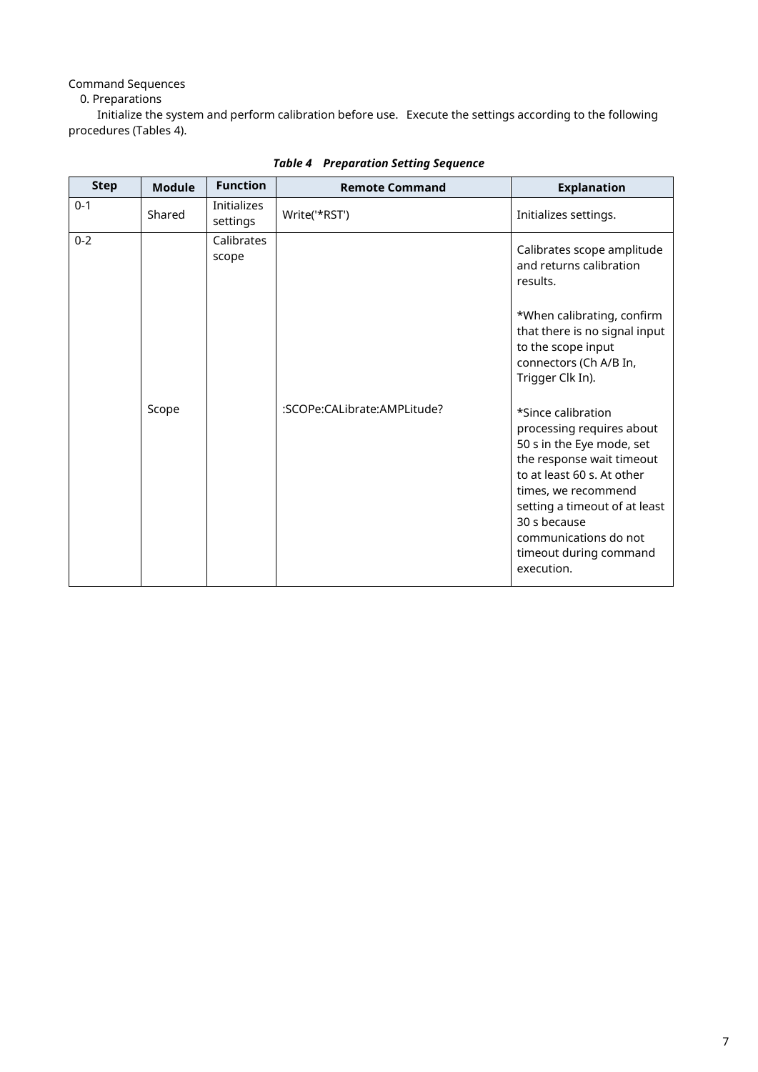Command Sequences

0. Preparations

Initialize the system and perform calibration before use.   Execute the settings according to the following procedures (Tables 4).

***Table 4   Preparation Setting Sequence***

| Step | Module | Function | Remote Command | Explanation |
|---|---|---|---|---|
| 0-1 | Shared | Initializes settings | Write('*RST') | Initializes settings. |
| 0-2 | Scope | Calibrates scope | :SCOPe:CALibrate:AMPLitude? | Calibrates scope amplitude and returns calibration results.<br><br>*When calibrating, confirm that there is no signal input to the scope input connectors (Ch A/B In, Trigger Clk In).<br><br>*Since calibration processing requires about 50 s in the Eye mode, set the response wait timeout to at least 60 s. At other times, we recommend setting a timeout of at least 30 s because communications do not timeout during command execution. |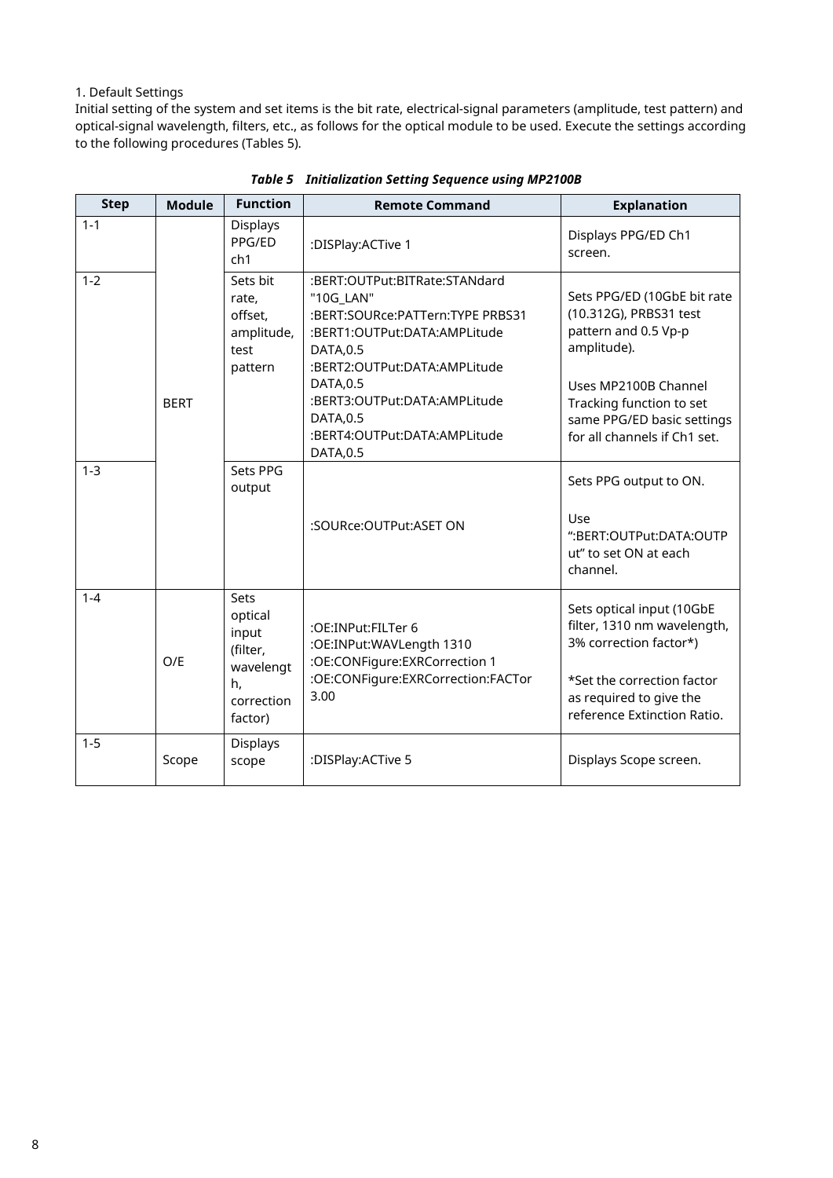1. Default Settings

Initial setting of the system and set items is the bit rate, electrical-signal parameters (amplitude, test pattern) and optical-signal wavelength, filters, etc., as follows for the optical module to be used. Execute the settings according to the following procedures (Tables 5).

***Table 5 Initialization Setting Sequence using MP2100B***

| Step | Module | Function | Remote Command | Explanation |
|---|---|---|---|---|
| 1-1 | BERT | Displays PPG/ED ch1 | :DISPlay:ACTive 1 | Displays PPG/ED Ch1 screen. |
| 1-2 | | Sets bit rate, offset, amplitude, test pattern | :BERT:OUTPut:BITRate:STANdard "10G_LAN"<br>:BERT:SOURce:PATTern:TYPE PRBS31<br>:BERT1:OUTPut:DATA:AMPLitude DATA,0.5<br>:BERT2:OUTPut:DATA:AMPLitude DATA,0.5<br>:BERT3:OUTPut:DATA:AMPLitude DATA,0.5<br>:BERT4:OUTPut:DATA:AMPLitude DATA,0.5 | Sets PPG/ED (10GbE bit rate (10.312G), PRBS31 test pattern and 0.5 Vp-p amplitude).<br><br>Uses MP2100B Channel Tracking function to set same PPG/ED basic settings for all channels if Ch1 set. |
| 1-3 | | Sets PPG output | :SOURce:OUTPut:ASET ON | Sets PPG output to ON.<br><br>Use ":BERT:OUTPut:DATA:OUTPut" to set ON at each channel. |
| 1-4 | O/E | Sets optical input (filter, wavelength, correction factor) | :OE:INPut:FILTer 6<br>:OE:INPut:WAVLength 1310<br>:OE:CONFigure:EXRCorrection 1<br>:OE:CONFigure:EXRCorrection:FACTor 3.00 | Sets optical input (10GbE filter, 1310 nm wavelength, 3% correction factor*)<br><br>*Set the correction factor as required to give the reference Extinction Ratio. |
| 1-5 | Scope | Displays scope | :DISPlay:ACTive 5 | Displays Scope screen. |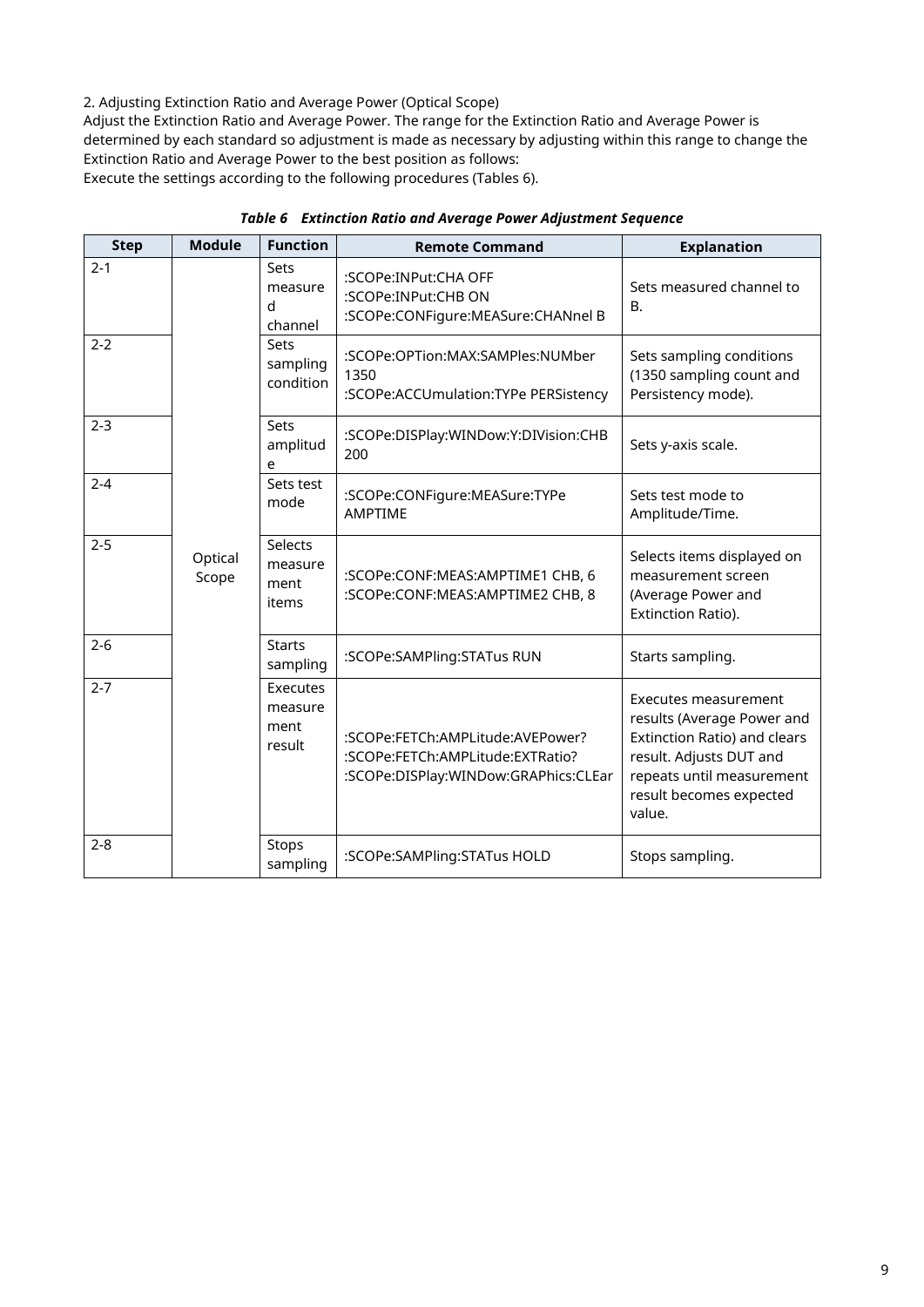2. Adjusting Extinction Ratio and Average Power (Optical Scope)

Adjust the Extinction Ratio and Average Power. The range for the Extinction Ratio and Average Power is determined by each standard so adjustment is made as necessary by adjusting within this range to change the Extinction Ratio and Average Power to the best position as follows:

Execute the settings according to the following procedures (Tables 6).

***Table 6 Extinction Ratio and Average Power Adjustment Sequence***

| Step | Module | Function | Remote Command | Explanation |
|---|---|---|---|---|
| 2-1 | Optical Scope | Sets measured channel | :SCOPe:INPut:CHA OFF<br>:SCOPe:INPut:CHB ON<br>:SCOPe:CONFigure:MEASure:CHANnel B | Sets measured channel to B. |
| 2-2 | | Sets sampling condition | :SCOPe:OPTion:MAX:SAMPles:NUMber 1350<br>:SCOPe:ACCUmulation:TYPe PERSistency | Sets sampling conditions (1350 sampling count and Persistency mode). |
| 2-3 | | Sets amplitude | :SCOPe:DISPlay:WINDow:Y:DIVision:CHB 200 | Sets y-axis scale. |
| 2-4 | | Sets test mode | :SCOPe:CONFigure:MEASure:TYPe AMPTIME | Sets test mode to Amplitude/Time. |
| 2-5 | | Selects measurement items | :SCOPe:CONF:MEAS:AMPTIME1 CHB, 6<br>:SCOPe:CONF:MEAS:AMPTIME2 CHB, 8 | Selects items displayed on measurement screen (Average Power and Extinction Ratio). |
| 2-6 | | Starts sampling | :SCOPe:SAMPling:STATus RUN | Starts sampling. |
| 2-7 | | Executes measurement result | :SCOPe:FETCh:AMPLitude:AVEPower?<br>:SCOPe:FETCh:AMPLitude:EXTRatio?<br>:SCOPe:DISPlay:WINDow:GRAPhics:CLEar | Executes measurement results (Average Power and Extinction Ratio) and clears result. Adjusts DUT and repeats until measurement result becomes expected value. |
| 2-8 | | Stops sampling | :SCOPe:SAMPling:STATus HOLD | Stops sampling. |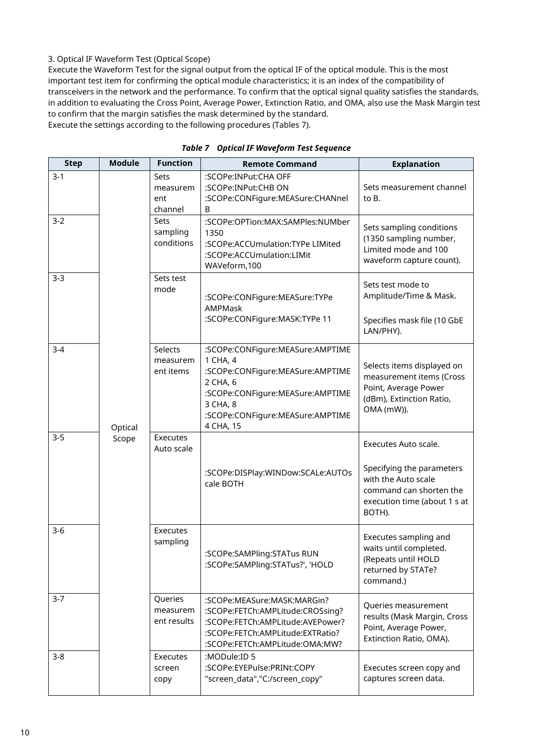3. Optical IF Waveform Test (Optical Scope)

Execute the Waveform Test for the signal output from the optical IF of the optical module. This is the most important test item for confirming the optical module characteristics; it is an index of the compatibility of transceivers in the network and the performance. To confirm that the optical signal quality satisfies the standards, in addition to evaluating the Cross Point, Average Power, Extinction Ratio, and OMA, also use the Mask Margin test to confirm that the margin satisfies the mask determined by the standard.

Execute the settings according to the following procedures (Tables 7).

***Table 7 Optical IF Waveform Test Sequence***

| Step | Module | Function | Remote Command | Explanation |
|---|---|---|---|---|
| 3-1 | Optical Scope | Sets measurement channel | :SCOPe:INPut:CHA OFF<br>:SCOPe:INPut:CHB ON<br>:SCOPe:CONFigure:MEASure:CHANnel B | Sets measurement channel to B. |
| 3-2 | | Sets sampling conditions | :SCOPe:OPTion:MAX:SAMPles:NUMber 1350<br>:SCOPe:ACCUmulation:TYPe LIMited<br>:SCOPe:ACCUmulation:LIMit WAVeform,100 | Sets sampling conditions (1350 sampling number, Limited mode and 100 waveform capture count). |
| 3-3 | | Sets test mode | :SCOPe:CONFigure:MEASure:TYPe AMPMask<br>:SCOPe:CONFigure:MASK:TYPe 11 | Sets test mode to Amplitude/Time & Mask.<br><br>Specifies mask file (10 GbE LAN/PHY). |
| 3-4 | | Selects measurement items | :SCOPe:CONFigure:MEASure:AMPTIME 1 CHA, 4<br>:SCOPe:CONFigure:MEASure:AMPTIME 2 CHA, 6<br>:SCOPe:CONFigure:MEASure:AMPTIME 3 CHA, 8<br>:SCOPe:CONFigure:MEASure:AMPTIME 4 CHA, 15 | Selects items displayed on measurement items (Cross Point, Average Power (dBm), Extinction Ratio, OMA (mW)). |
| 3-5 | | Executes Auto scale | :SCOPe:DISPlay:WINDow:SCALe:AUTOscale BOTH | Executes Auto scale.<br><br>Specifying the parameters with the Auto scale command can shorten the execution time (about 1 s at BOTH). |
| 3-6 | | Executes sampling | :SCOPe:SAMPling:STATus RUN<br>:SCOPe:SAMPling:STATus?', 'HOLD | Executes sampling and waits until completed. (Repeats until HOLD returned by STATe? command.) |
| 3-7 | | Queries measurement results | :SCOPe:MEASure:MASK:MARGin?<br>:SCOPe:FETCh:AMPLitude:CROSsing?<br>:SCOPe:FETCh:AMPLitude:AVEPower?<br>:SCOPe:FETCh:AMPLitude:EXTRatio?<br>:SCOPe:FETCh:AMPLitude:OMA:MW? | Queries measurement results (Mask Margin, Cross Point, Average Power, Extinction Ratio, OMA). |
| 3-8 | | Executes screen copy | :MODule:ID 5<br>:SCOPe:EYEPulse:PRINt:COPY "screen_data","C:/screen_copy" | Executes screen copy and captures screen data. |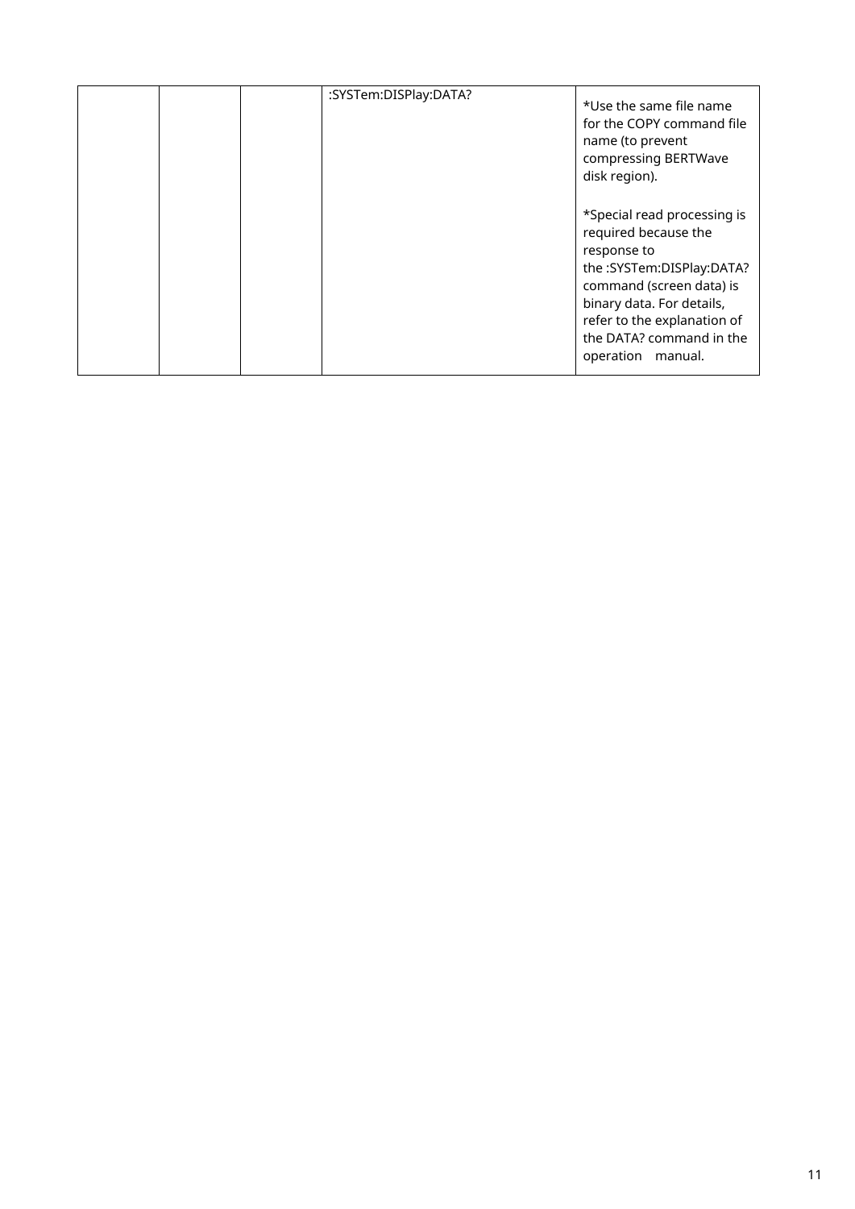| | | | | |
|---|---|---|---|---|
| | | | :SYSTem:DISPlay:DATA? | *Use the same file name for the COPY command file name (to prevent compressing BERTWave disk region).<br><br>*Special read processing is required because the response to the :SYSTem:DISPlay:DATA? command (screen data) is binary data. For details, refer to the explanation of the DATA? command in the operation manual. |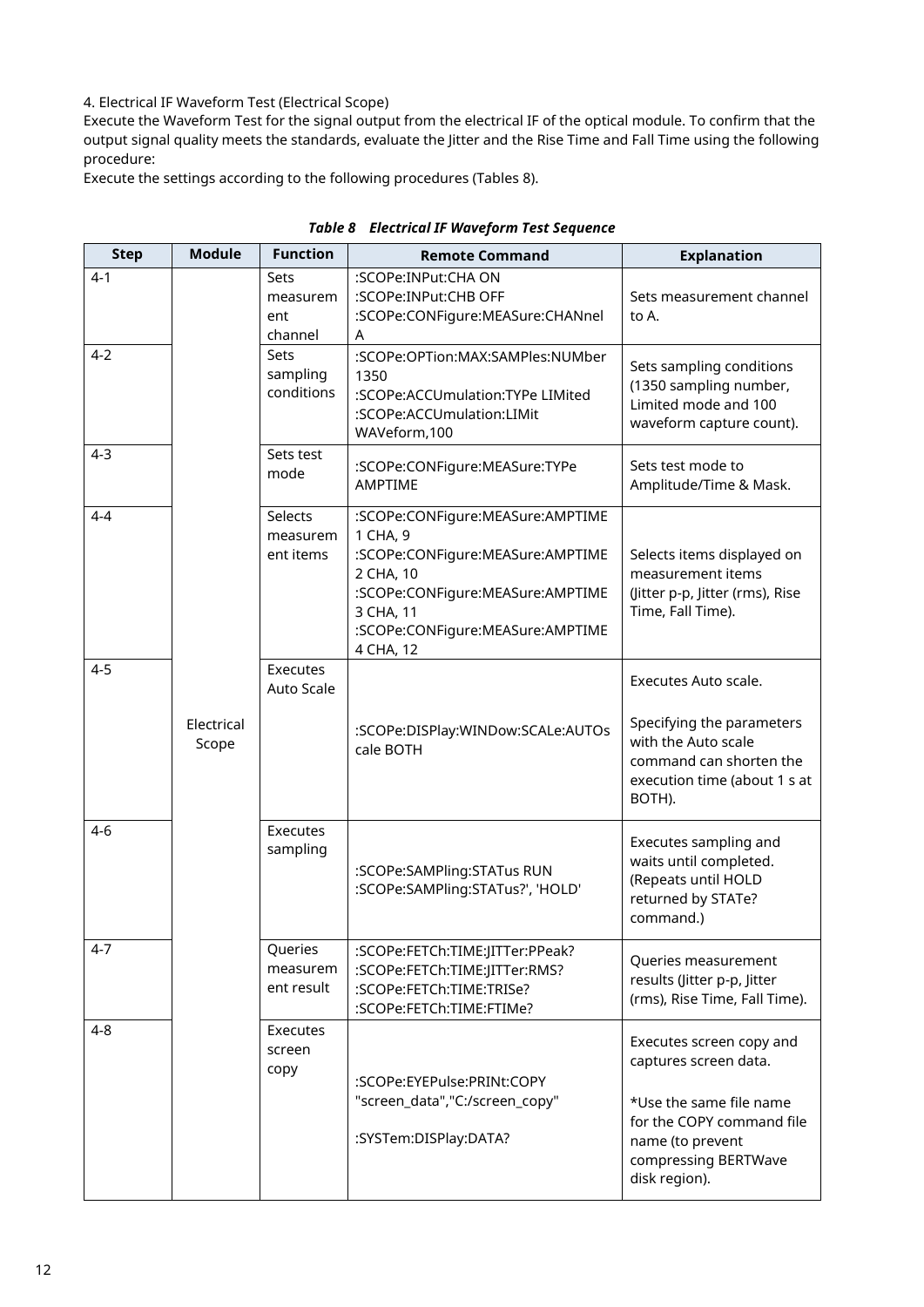4. Electrical IF Waveform Test (Electrical Scope)

Execute the Waveform Test for the signal output from the electrical IF of the optical module. To confirm that the output signal quality meets the standards, evaluate the Jitter and the Rise Time and Fall Time using the following procedure:

Execute the settings according to the following procedures (Tables 8).

***Table 8  Electrical IF Waveform Test Sequence***

| Step | Module | Function | Remote Command | Explanation |
|---|---|---|---|---|
| 4-1 | Electrical Scope | Sets measurement channel | :SCOPe:INPut:CHA ON<br>:SCOPe:INPut:CHB OFF<br>:SCOPe:CONFigure:MEASure:CHANnel A | Sets measurement channel to A. |
| 4-2 | | Sets sampling conditions | :SCOPe:OPTion:MAX:SAMPles:NUMber 1350<br>:SCOPe:ACCUmulation:TYPe LIMited<br>:SCOPe:ACCUmulation:LIMit WAVeform,100 | Sets sampling conditions (1350 sampling number, Limited mode and 100 waveform capture count). |
| 4-3 | | Sets test mode | :SCOPe:CONFigure:MEASure:TYPe AMPTIME | Sets test mode to Amplitude/Time & Mask. |
| 4-4 | | Selects measurement items | :SCOPe:CONFigure:MEASure:AMPTIME 1 CHA, 9<br>:SCOPe:CONFigure:MEASure:AMPTIME 2 CHA, 10<br>:SCOPe:CONFigure:MEASure:AMPTIME 3 CHA, 11<br>:SCOPe:CONFigure:MEASure:AMPTIME 4 CHA, 12 | Selects items displayed on measurement items (Jitter p-p, Jitter (rms), Rise Time, Fall Time). |
| 4-5 | | Executes Auto Scale | :SCOPe:DISPlay:WINDow:SCALe:AUTOscale BOTH | Executes Auto scale.<br><br>Specifying the parameters with the Auto scale command can shorten the execution time (about 1 s at BOTH). |
| 4-6 | | Executes sampling | :SCOPe:SAMPling:STATus RUN<br>:SCOPe:SAMPling:STATus?', 'HOLD' | Executes sampling and waits until completed. (Repeats until HOLD returned by STATe? command.) |
| 4-7 | | Queries measurement result | :SCOPe:FETCh:TIME:JITTer:PPeak?<br>:SCOPe:FETCh:TIME:JITTer:RMS?<br>:SCOPe:FETCh:TIME:TRISe?<br>:SCOPe:FETCh:TIME:FTIMe? | Queries measurement results (Jitter p-p, Jitter (rms), Rise Time, Fall Time). |
| 4-8 | | Executes screen copy | :SCOPe:EYEPulse:PRINt:COPY "screen_data","C:/screen_copy"<br><br>:SYSTem:DISPlay:DATA? | Executes screen copy and captures screen data.<br><br>*Use the same file name for the COPY command file name (to prevent compressing BERTWave disk region). |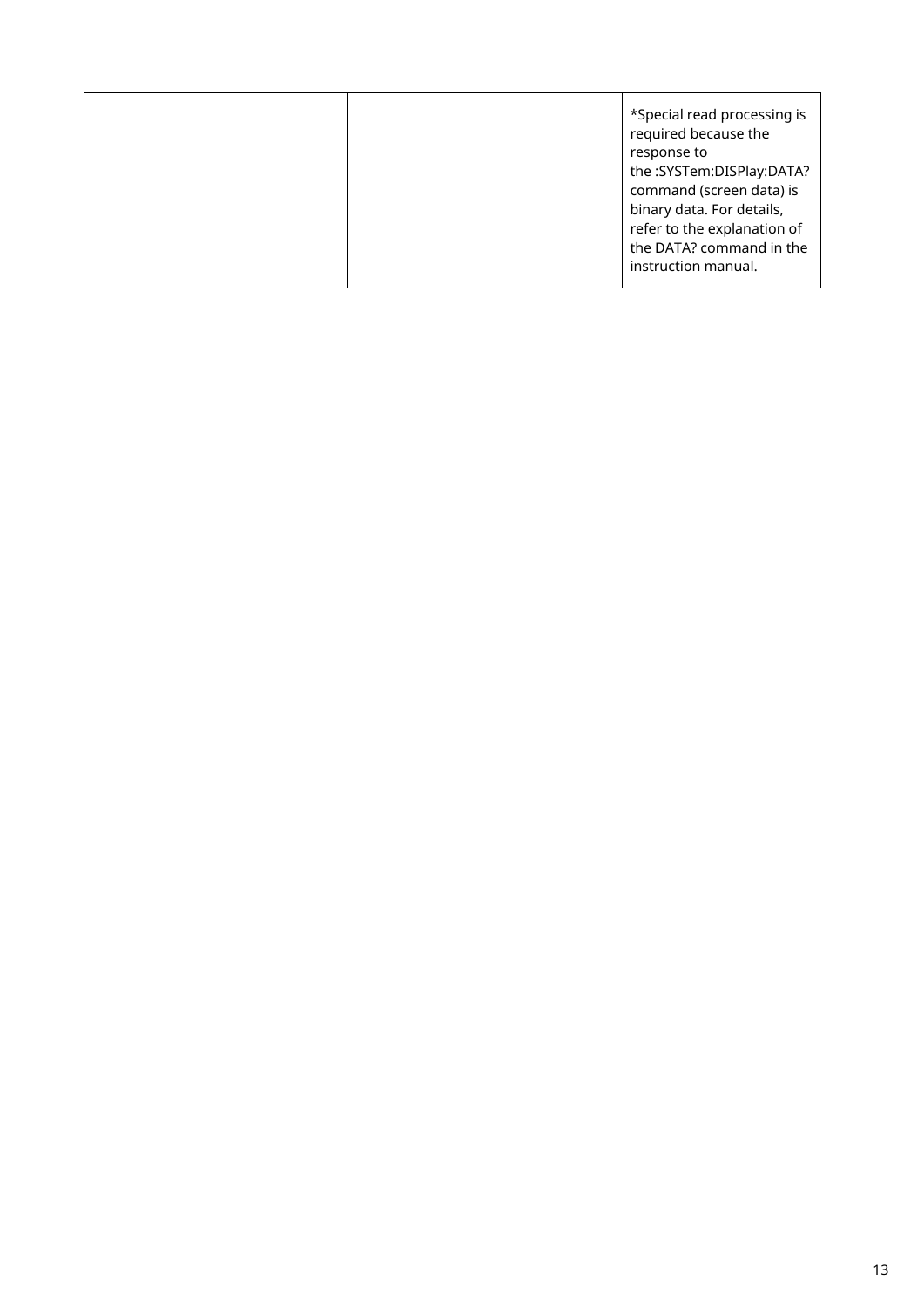| | | | | |
|---|---|---|---|---|
| | | | | *Special read processing is required because the response to the :SYSTem:DISPlay:DATA? command (screen data) is binary data. For details, refer to the explanation of the DATA? command in the instruction manual. |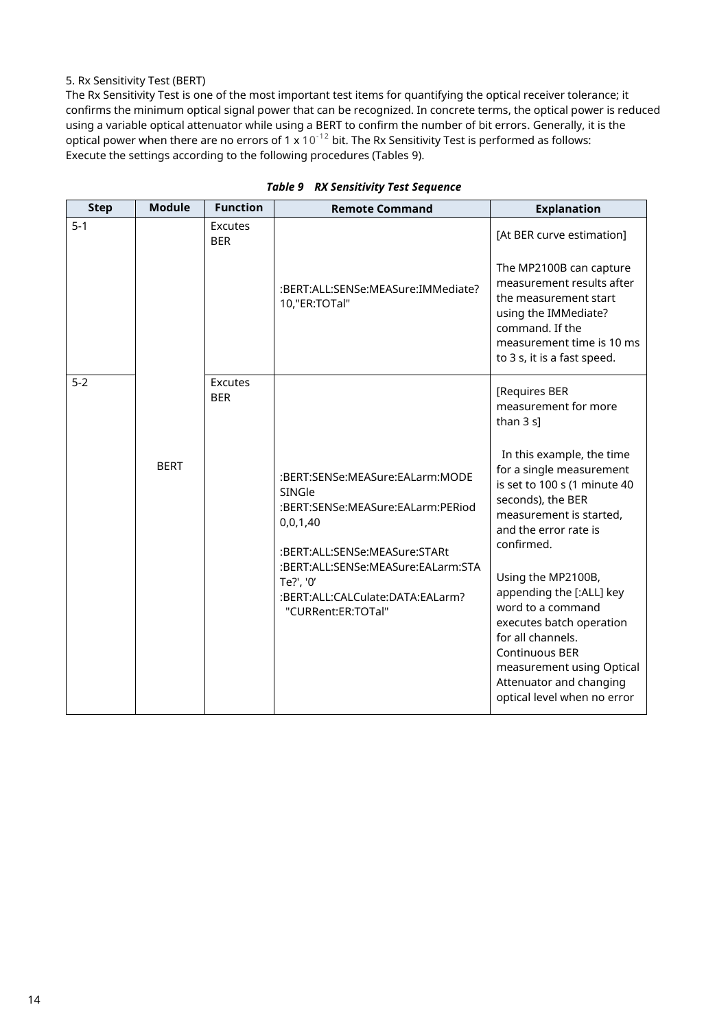5. Rx Sensitivity Test (BERT)

The Rx Sensitivity Test is one of the most important test items for quantifying the optical receiver tolerance; it confirms the minimum optical signal power that can be recognized. In concrete terms, the optical power is reduced using a variable optical attenuator while using a BERT to confirm the number of bit errors. Generally, it is the optical power when there are no errors of 1 x $10^{-12}$ bit. The Rx Sensitivity Test is performed as follows:
Execute the settings according to the following procedures (Tables 9).

***Table 9 RX Sensitivity Test Sequence***

| Step | Module | Function | Remote Command | Explanation |
|---|---|---|---|---|
| 5-1 | BERT | Excutes BER | :BERT:ALL:SENSe:MEASure:IMMediate? 10,"ER:TOTal" | [At BER curve estimation]<br><br>The MP2100B can capture measurement results after the measurement start using the IMMediate? command. If the measurement time is 10 ms to 3 s, it is a fast speed. |
| 5-2 | | Excutes BER | :BERT:SENSe:MEASure:EALarm:MODE SINGle<br>:BERT:SENSe:MEASure:EALarm:PERiod 0,0,1,40<br><br>:BERT:ALL:SENSe:MEASure:STARt<br>:BERT:ALL:SENSe:MEASure:EALarm:STATe?', '0'<br>:BERT:ALL:CALCulate:DATA:EALarm? "CURRent:ER:TOTal" | [Requires BER measurement for more than 3 s]<br><br>In this example, the time for a single measurement is set to 100 s (1 minute 40 seconds), the BER measurement is started, and the error rate is confirmed.<br><br>Using the MP2100B, appending the [:ALL] key word to a command executes batch operation for all channels.<br>Continuous BER measurement using Optical Attenuator and changing optical level when no error |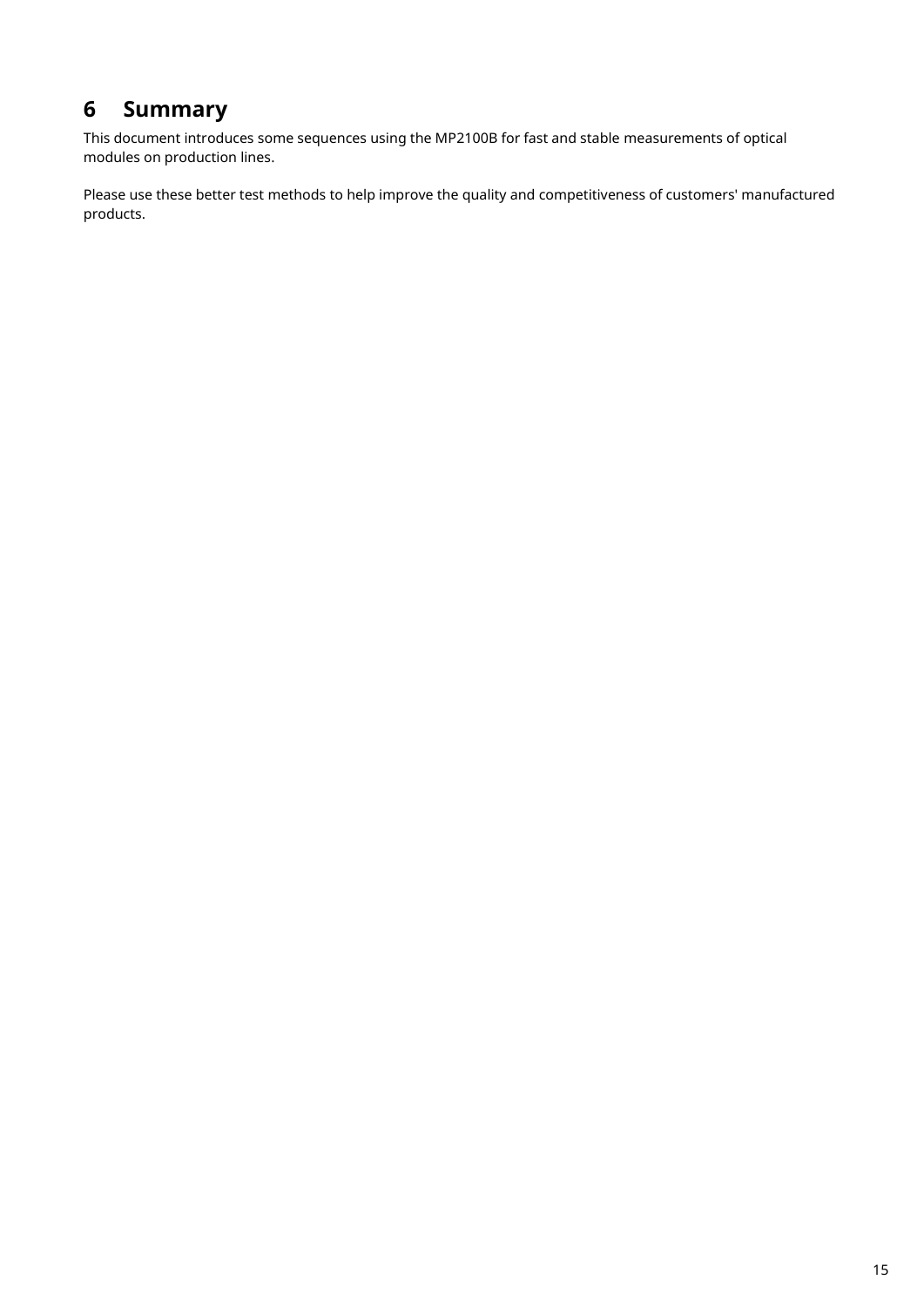# 6 Summary

This document introduces some sequences using the MP2100B for fast and stable measurements of optical modules on production lines.

Please use these better test methods to help improve the quality and competitiveness of customers' manufactured products.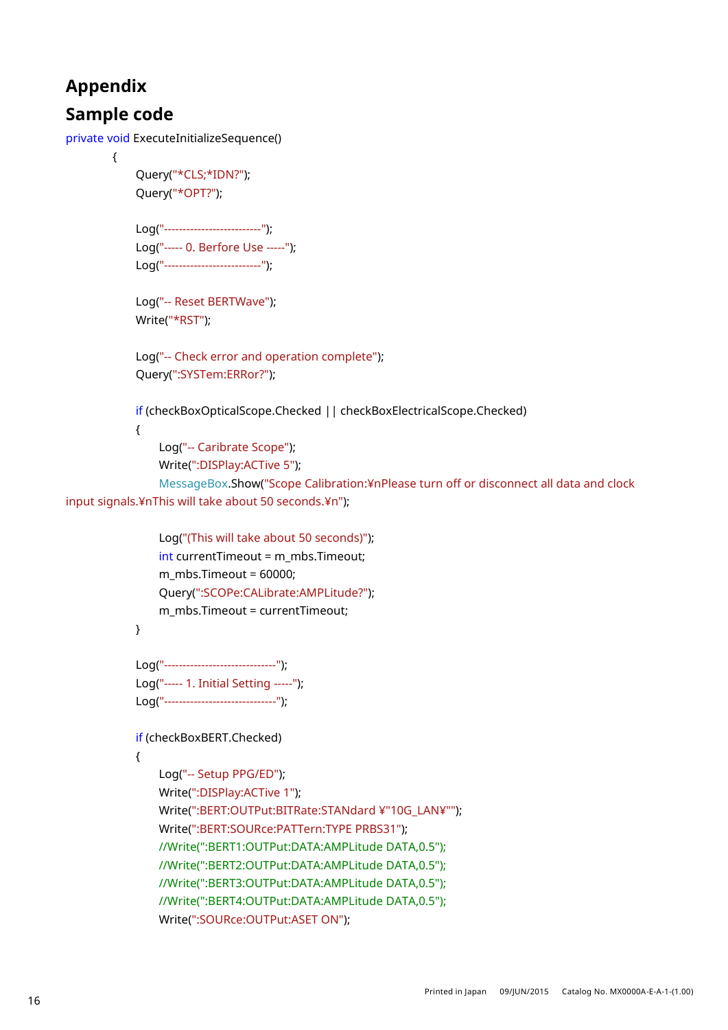# Appendix

## Sample code

```
private void ExecuteInitializeSequence()
        {
            Query("*CLS;*IDN?");
            Query("*OPT?");

            Log("--------------------------");
            Log("----- 0. Berfore Use -----");
            Log("--------------------------");

            Log("-- Reset BERTWave");
            Write("*RST");

            Log("-- Check error and operation complete");
            Query(":SYSTem:ERRor?");

            if (checkBoxOpticalScope.Checked || checkBoxElectricalScope.Checked)
            {
                Log("-- Caribrate Scope");
                Write(":DISPlay:ACTive 5");
                MessageBox.Show("Scope Calibration:¥nPlease turn off or disconnect all data and clock
input signals.¥nThis will take about 50 seconds.¥n");

                Log("(This will take about 50 seconds)");
                int currentTimeout = m_mbs.Timeout;
                m_mbs.Timeout = 60000;
                Query(":SCOPe:CALibrate:AMPLitude?");
                m_mbs.Timeout = currentTimeout;
            }

            Log("------------------------------");
            Log("----- 1. Initial Setting -----");
            Log("------------------------------");

            if (checkBoxBERT.Checked)
            {
                Log("-- Setup PPG/ED");
                Write(":DISPlay:ACTive 1");
                Write(":BERT:OUTPut:BITRate:STANdard ¥"10G_LAN¥"");
                Write(":BERT:SOURce:PATTern:TYPE PRBS31");
                //Write(":BERT1:OUTPut:DATA:AMPLitude DATA,0.5");
                //Write(":BERT2:OUTPut:DATA:AMPLitude DATA,0.5");
                //Write(":BERT3:OUTPut:DATA:AMPLitude DATA,0.5");
                //Write(":BERT4:OUTPut:DATA:AMPLitude DATA,0.5");
                Write(":SOURce:OUTPut:ASET ON");
```

Printed in Japan 09/JUN/2015 Catalog No. MX0000A-E-A-1-(1.00)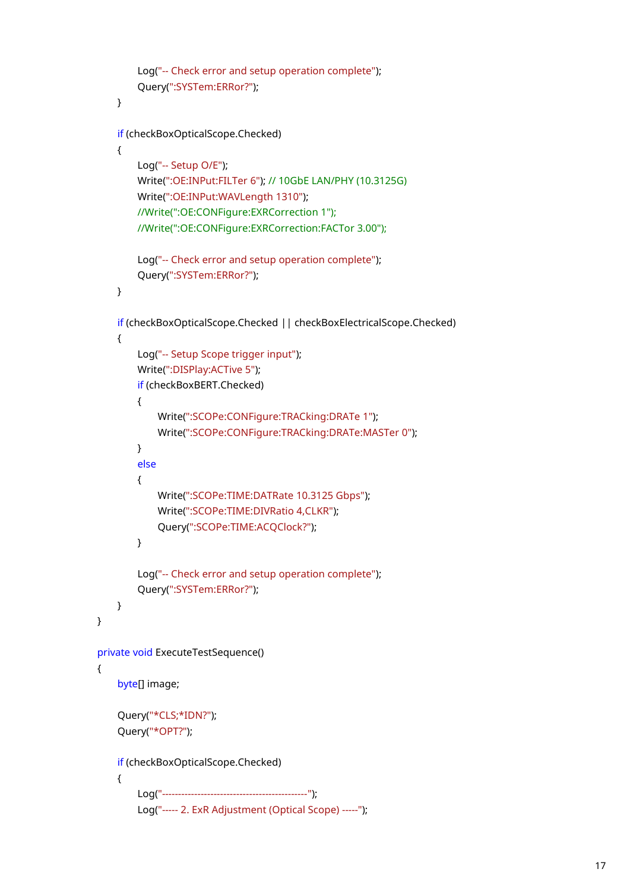```
            Log("-- Check error and setup operation complete");
            Query(":SYSTem:ERRor?");
        }

        if (checkBoxOpticalScope.Checked)
        {
            Log("-- Setup O/E");
            Write(":OE:INPut:FILTer 6"); // 10GbE LAN/PHY (10.3125G)
            Write(":OE:INPut:WAVLength 1310");
            //Write(":OE:CONFigure:EXRCorrection 1");
            //Write(":OE:CONFigure:EXRCorrection:FACTor 3.00");

            Log("-- Check error and setup operation complete");
            Query(":SYSTem:ERRor?");
        }

        if (checkBoxOpticalScope.Checked || checkBoxElectricalScope.Checked)
        {
            Log("-- Setup Scope trigger input");
            Write(":DISPlay:ACTive 5");
            if (checkBoxBERT.Checked)
            {
                Write(":SCOPe:CONFigure:TRACking:DRATe 1");
                Write(":SCOPe:CONFigure:TRACking:DRATe:MASTer 0");
            }
            else
            {
                Write(":SCOPe:TIME:DATRate 10.3125 Gbps");
                Write(":SCOPe:TIME:DIVRatio 4,CLKR");
                Query(":SCOPe:TIME:ACQClock?");
            }

            Log("-- Check error and setup operation complete");
            Query(":SYSTem:ERRor?");
        }
    }

    private void ExecuteTestSequence()
    {
        byte[] image;

        Query("*CLS;*IDN?");
        Query("*OPT?");

        if (checkBoxOpticalScope.Checked)
        {
            Log("---------------------------------------------");
            Log("----- 2. ExR Adjustment (Optical Scope) -----");
```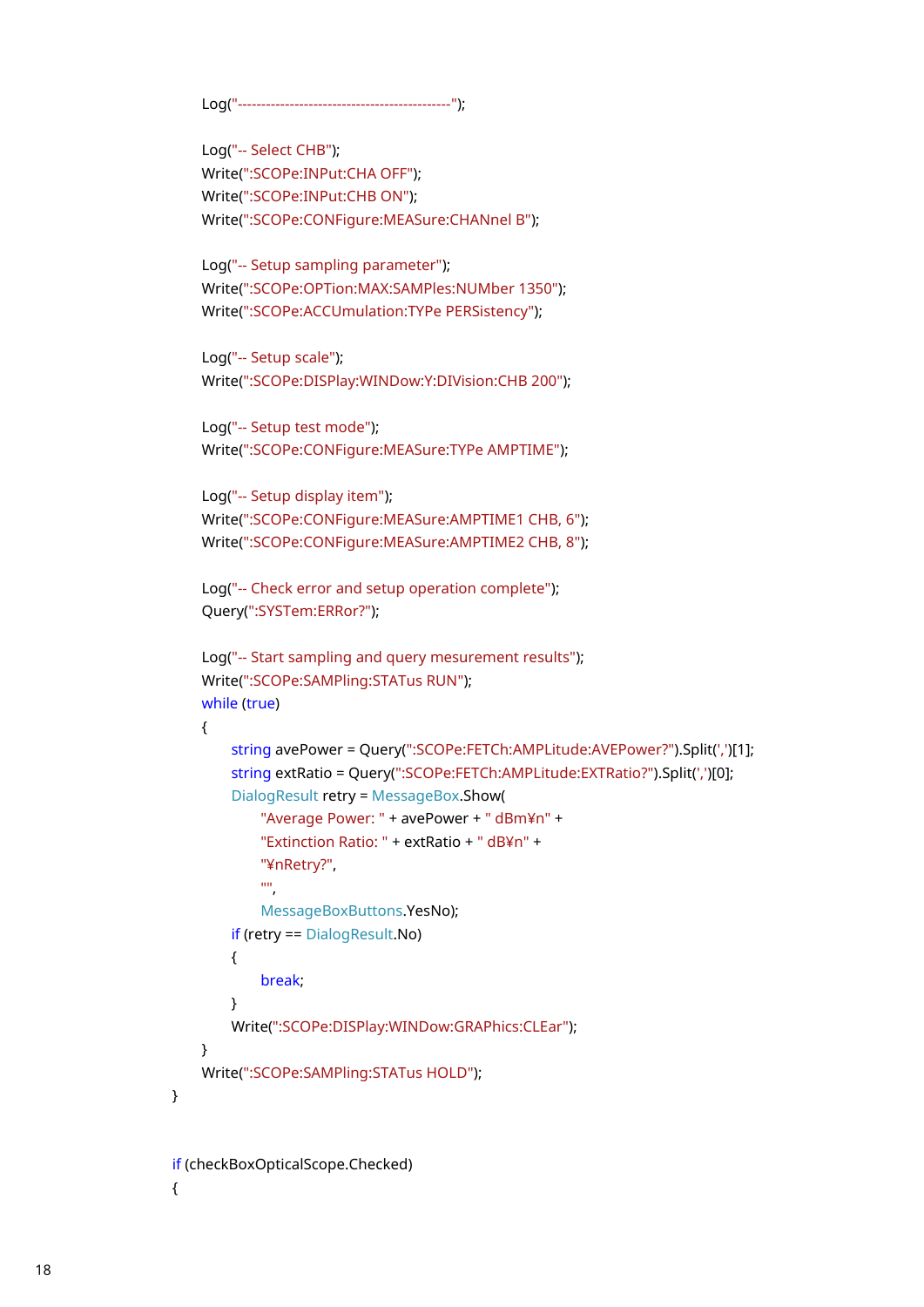```
        Log("--------------------------------------------");

        Log("-- Select CHB");
        Write(":SCOPe:INPut:CHA OFF");
        Write(":SCOPe:INPut:CHB ON");
        Write(":SCOPe:CONFigure:MEASure:CHANnel B");

        Log("-- Setup sampling parameter");
        Write(":SCOPe:OPTion:MAX:SAMPles:NUMber 1350");
        Write(":SCOPe:ACCUmulation:TYPe PERSistency");

        Log("-- Setup scale");
        Write(":SCOPe:DISPlay:WINDow:Y:DIVision:CHB 200");

        Log("-- Setup test mode");
        Write(":SCOPe:CONFigure:MEASure:TYPe AMPTIME");

        Log("-- Setup display item");
        Write(":SCOPe:CONFigure:MEASure:AMPTIME1 CHB, 6");
        Write(":SCOPe:CONFigure:MEASure:AMPTIME2 CHB, 8");

        Log("-- Check error and setup operation complete");
        Query(":SYSTem:ERRor?");

        Log("-- Start sampling and query mesurement results");
        Write(":SCOPe:SAMPling:STATus RUN");
        while (true)
        {
            string avePower = Query(":SCOPe:FETCh:AMPLitude:AVEPower?").Split(',')[1];
            string extRatio = Query(":SCOPe:FETCh:AMPLitude:EXTRatio?").Split(',')[0];
            DialogResult retry = MessageBox.Show(
                "Average Power: " + avePower + " dBm¥n" +
                "Extinction Ratio: " + extRatio + " dB¥n" +
                "¥nRetry?",
                "",
                MessageBoxButtons.YesNo);
            if (retry == DialogResult.No)
            {
                break;
            }
            Write(":SCOPe:DISPlay:WINDow:GRAPhics:CLEar");
        }
        Write(":SCOPe:SAMPling:STATus HOLD");
    }


    if (checkBoxOpticalScope.Checked)
    {
```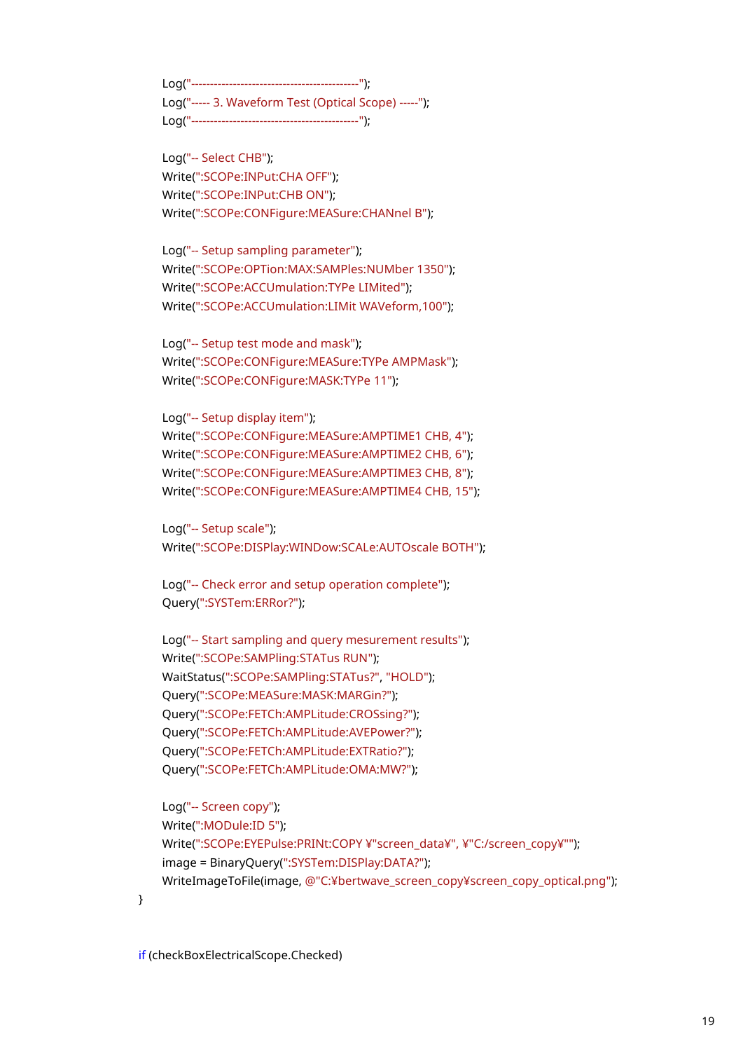```
        Log("--------------------------------------------");
        Log("----- 3. Waveform Test (Optical Scope) -----");
        Log("--------------------------------------------");

        Log("-- Select CHB");
        Write(":SCOPe:INPut:CHA OFF");
        Write(":SCOPe:INPut:CHB ON");
        Write(":SCOPe:CONFigure:MEASure:CHANnel B");

        Log("-- Setup sampling parameter");
        Write(":SCOPe:OPTion:MAX:SAMPles:NUMber 1350");
        Write(":SCOPe:ACCUmulation:TYPe LIMited");
        Write(":SCOPe:ACCUmulation:LIMit WAVeform,100");

        Log("-- Setup test mode and mask");
        Write(":SCOPe:CONFigure:MEASure:TYPe AMPMask");
        Write(":SCOPe:CONFigure:MASK:TYPe 11");

        Log("-- Setup display item");
        Write(":SCOPe:CONFigure:MEASure:AMPTIME1 CHB, 4");
        Write(":SCOPe:CONFigure:MEASure:AMPTIME2 CHB, 6");
        Write(":SCOPe:CONFigure:MEASure:AMPTIME3 CHB, 8");
        Write(":SCOPe:CONFigure:MEASure:AMPTIME4 CHB, 15");

        Log("-- Setup scale");
        Write(":SCOPe:DISPlay:WINDow:SCALe:AUTOscale BOTH");

        Log("-- Check error and setup operation complete");
        Query(":SYSTem:ERRor?");

        Log("-- Start sampling and query mesurement results");
        Write(":SCOPe:SAMPling:STATus RUN");
        WaitStatus(":SCOPe:SAMPling:STATus?", "HOLD");
        Query(":SCOPe:MEASure:MASK:MARGin?");
        Query(":SCOPe:FETCh:AMPLitude:CROSsing?");
        Query(":SCOPe:FETCh:AMPLitude:AVEPower?");
        Query(":SCOPe:FETCh:AMPLitude:EXTRatio?");
        Query(":SCOPe:FETCh:AMPLitude:OMA:MW?");

        Log("-- Screen copy");
        Write(":MODule:ID 5");
        Write(":SCOPe:EYEPulse:PRINt:COPY ¥"screen_data¥", ¥"C:/screen_copy¥"");
        image = BinaryQuery(":SYSTem:DISPlay:DATA?");
        WriteImageToFile(image, @"C:¥bertwave_screen_copy¥screen_copy_optical.png");
}


if (checkBoxElectricalScope.Checked)
```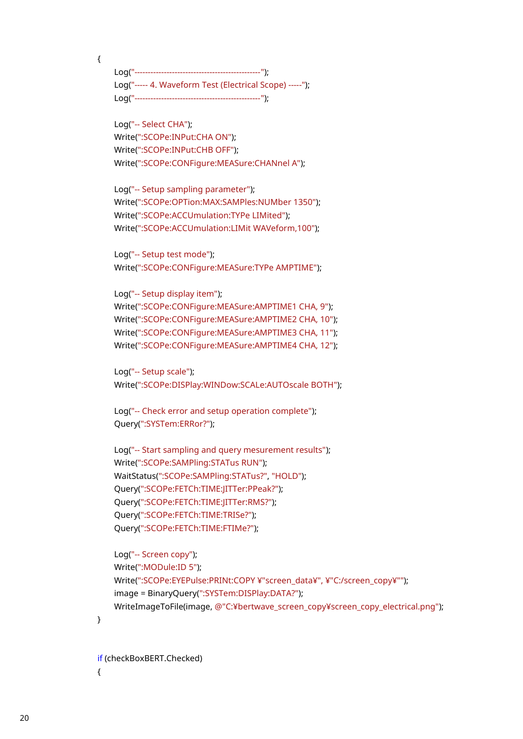```
{
    Log("----------------------------------------------");
    Log("----- 4. Waveform Test (Electrical Scope) -----");
    Log("----------------------------------------------");

    Log("-- Select CHA");
    Write(":SCOPe:INPut:CHA ON");
    Write(":SCOPe:INPut:CHB OFF");
    Write(":SCOPe:CONFigure:MEASure:CHANnel A");

    Log("-- Setup sampling parameter");
    Write(":SCOPe:OPTion:MAX:SAMPles:NUMber 1350");
    Write(":SCOPe:ACCUmulation:TYPe LIMited");
    Write(":SCOPe:ACCUmulation:LIMit WAVeform,100");

    Log("-- Setup test mode");
    Write(":SCOPe:CONFigure:MEASure:TYPe AMPTIME");

    Log("-- Setup display item");
    Write(":SCOPe:CONFigure:MEASure:AMPTIME1 CHA, 9");
    Write(":SCOPe:CONFigure:MEASure:AMPTIME2 CHA, 10");
    Write(":SCOPe:CONFigure:MEASure:AMPTIME3 CHA, 11");
    Write(":SCOPe:CONFigure:MEASure:AMPTIME4 CHA, 12");

    Log("-- Setup scale");
    Write(":SCOPe:DISPlay:WINDow:SCALe:AUTOscale BOTH");

    Log("-- Check error and setup operation complete");
    Query(":SYSTem:ERRor?");

    Log("-- Start sampling and query mesurement results");
    Write(":SCOPe:SAMPling:STATus RUN");
    WaitStatus(":SCOPe:SAMPling:STATus?", "HOLD");
    Query(":SCOPe:FETCh:TIME:JITTer:PPeak?");
    Query(":SCOPe:FETCh:TIME:JITTer:RMS?");
    Query(":SCOPe:FETCh:TIME:TRISe?");
    Query(":SCOPe:FETCh:TIME:FTIMe?");

    Log("-- Screen copy");
    Write(":MODule:ID 5");
    Write(":SCOPe:EYEPulse:PRINt:COPY ¥"screen_data¥", ¥"C:/screen_copy¥"");
    image = BinaryQuery(":SYSTem:DISPlay:DATA?");
    WriteImageToFile(image, @"C:¥bertwave_screen_copy¥screen_copy_electrical.png");
}


if (checkBoxBERT.Checked)
{
```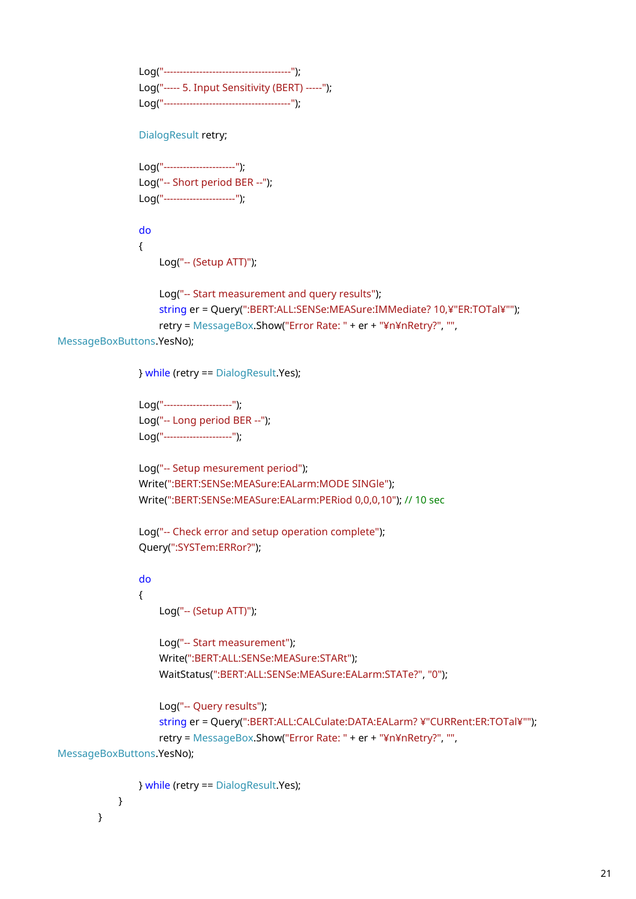```
                        Log("---------------------------------------");
                        Log("----- 5. Input Sensitivity (BERT) -----");
                        Log("---------------------------------------");

                        DialogResult retry;

                        Log("----------------------");
                        Log("-- Short period BER --");
                        Log("----------------------");

                        do
                        {
                                Log("-- (Setup ATT)");

                                Log("-- Start measurement and query results");
                                string er = Query(":BERT:ALL:SENSe:MEASure:IMMediate? 10,¥"ER:TOTal¥"");
                                retry = MessageBox.Show("Error Rate: " + er + "¥n¥nRetry?", "",
MessageBoxButtons.YesNo);

                        } while (retry == DialogResult.Yes);

                        Log("---------------------");
                        Log("-- Long period BER --");
                        Log("---------------------");

                        Log("-- Setup mesurement period");
                        Write(":BERT:SENSe:MEASure:EALarm:MODE SINGle");
                        Write(":BERT:SENSe:MEASure:EALarm:PERiod 0,0,0,10"); // 10 sec

                        Log("-- Check error and setup operation complete");
                        Query(":SYSTem:ERRor?");

                        do
                        {
                                Log("-- (Setup ATT)");

                                Log("-- Start measurement");
                                Write(":BERT:ALL:SENSe:MEASure:STARt");
                                WaitStatus(":BERT:ALL:SENSe:MEASure:EALarm:STATe?", "0");

                                Log("-- Query results");
                                string er = Query(":BERT:ALL:CALCulate:DATA:EALarm? ¥"CURRent:ER:TOTal¥"");
                                retry = MessageBox.Show("Error Rate: " + er + "¥n¥nRetry?", "",
MessageBoxButtons.YesNo);

                        } while (retry == DialogResult.Yes);
                }
        }
```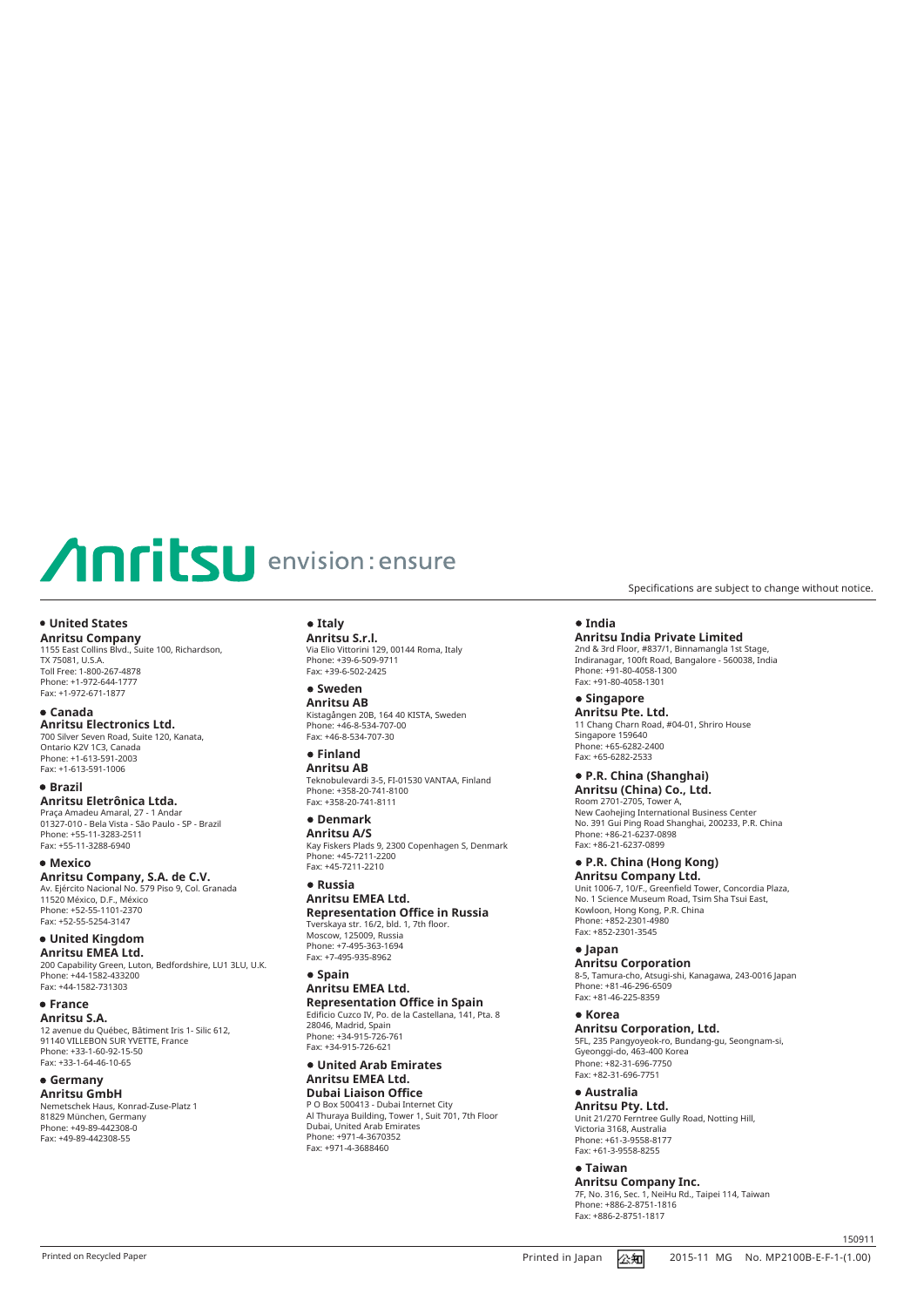Anritsu envision : ensure

Specifications are subject to change without notice.

- **United States**

**Anritsu Company**
1155 East Collins Blvd., Suite 100, Richardson, TX 75081, U.S.A.
Toll Free: 1-800-267-4878
Phone: +1-972-644-1777
Fax: +1-972-671-1877

- **Canada**

**Anritsu Electronics Ltd.**
700 Silver Seven Road, Suite 120, Kanata, Ontario K2V 1C3, Canada
Phone: +1-613-591-2003
Fax: +1-613-591-1006

- **Brazil**

**Anritsu Eletrônica Ltda.**
Praça Amadeu Amaral, 27 - 1 Andar
01327-010 - Bela Vista - São Paulo - SP - Brazil
Phone: +55-11-3283-2511
Fax: +55-11-3288-6940

- **Mexico**

**Anritsu Company, S.A. de C.V.**
Av. Ejército Nacional No. 579 Piso 9, Col. Granada
11520 México, D.F., México
Phone: +52-55-1101-2370
Fax: +52-55-5254-3147

- **United Kingdom**

**Anritsu EMEA Ltd.**
200 Capability Green, Luton, Bedfordshire, LU1 3LU, U.K.
Phone: +44-1582-433200
Fax: +44-1582-731303

- **France**

**Anritsu S.A.**
12 avenue du Québec, Bâtiment Iris 1- Silic 612, 91140 VILLEBON SUR YVETTE, France
Phone: +33-1-60-92-15-50
Fax: +33-1-64-46-10-65

- **Germany**

**Anritsu GmbH**
Nemetschek Haus, Konrad-Zuse-Platz 1
81829 München, Germany
Phone: +49-89-442308-0
Fax: +49-89-442308-55

- **Italy**

**Anritsu S.r.l.**
Via Elio Vittorini 129, 00144 Roma, Italy
Phone: +39-6-509-9711
Fax: +39-6-502-2425

- **Sweden**

**Anritsu AB**
Kistagången 20B, 164 40 KISTA, Sweden
Phone: +46-8-534-707-00
Fax: +46-8-534-707-30

- **Finland**

**Anritsu AB**
Teknobulevardi 3-5, FI-01530 VANTAA, Finland
Phone: +358-20-741-8100
Fax: +358-20-741-8111

- **Denmark**

**Anritsu A/S**
Kay Fiskers Plads 9, 2300 Copenhagen S, Denmark
Phone: +45-7211-2200
Fax: +45-7211-2210

- **Russia**

**Anritsu EMEA Ltd.**
**Representation Office in Russia**
Tverskaya str. 16/2, bld. 1, 7th floor.
Moscow, 125009, Russia
Phone: +7-495-363-1694
Fax: +7-495-935-8962

- **Spain**

**Anritsu EMEA Ltd.**
**Representation Office in Spain**
Edificio Cuzco IV, Po. de la Castellana, 141, Pta. 8
28046, Madrid, Spain
Phone: +34-915-726-761
Fax: +34-915-726-621

- **United Arab Emirates**

**Anritsu EMEA Ltd.**
**Dubai Liaison Office**
P O Box 500413 - Dubai Internet City
Al Thuraya Building, Tower 1, Suit 701, 7th Floor
Dubai, United Arab Emirates
Phone: +971-4-3670352
Fax: +971-4-3688460

- **India**

**Anritsu India Private Limited**
2nd & 3rd Floor, #837/1, Binnamangla 1st Stage, Indiranagar, 100ft Road, Bangalore - 560038, India
Phone: +91-80-4058-1300
Fax: +91-80-4058-1301

- **Singapore**

**Anritsu Pte. Ltd.**
11 Chang Charn Road, #04-01, Shriro House
Singapore 159640
Phone: +65-6282-2400
Fax: +65-6282-2533

- **P.R. China (Shanghai)**

**Anritsu (China) Co., Ltd.**
Room 2701-2705, Tower A,
New Caohejing International Business Center
No. 391 Gui Ping Road Shanghai, 200233, P.R. China
Phone: +86-21-6237-0898
Fax: +86-21-6237-0899

- **P.R. China (Hong Kong)**

**Anritsu Company Ltd.**
Unit 1006-7, 10/F., Greenfield Tower, Concordia Plaza, No. 1 Science Museum Road, Tsim Sha Tsui East, Kowloon, Hong Kong, P.R. China
Phone: +852-2301-4980
Fax: +852-2301-3545

- **Japan**

**Anritsu Corporation**
8-5, Tamura-cho, Atsugi-shi, Kanagawa, 243-0016 Japan
Phone: +81-46-296-6509
Fax: +81-46-225-8359

- **Korea**

**Anritsu Corporation, Ltd.**
5FL, 235 Pangyoyeok-ro, Bundang-gu, Seongnam-si, Gyeonggi-do, 463-400 Korea
Phone: +82-31-696-7750
Fax: +82-31-696-7751

- **Australia**

**Anritsu Pty. Ltd.**
Unit 21/270 Ferntree Gully Road, Notting Hill, Victoria 3168, Australia
Phone: +61-3-9558-8177
Fax: +61-3-9558-8255

- **Taiwan**

**Anritsu Company Inc.**
7F, No. 316, Sec. 1, NeiHu Rd., Taipei 114, Taiwan
Phone: +886-2-8751-1816
Fax: +886-2-8751-1817

150911

Printed on Recycled Paper

Printed in Japan 公知 2015-11 MG No. MP2100B-E-F-1-(1.00)